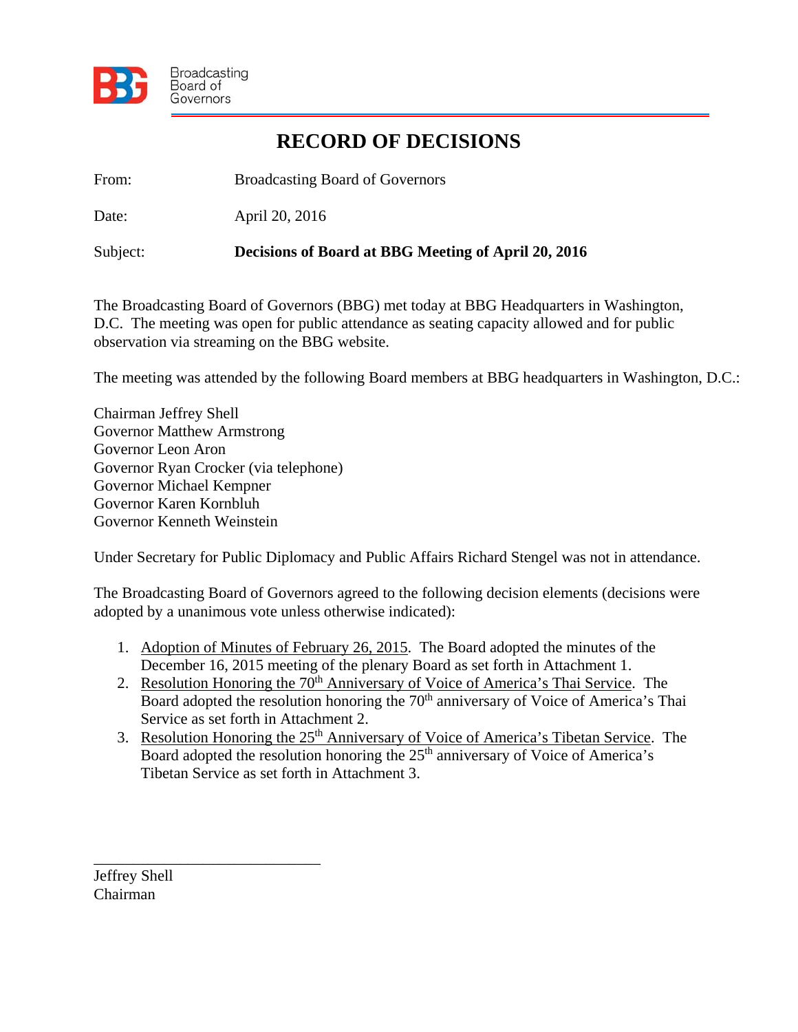Broadcasting Board of Governors

# RECORD OF DECISIONS

From: Broadcasting Board of Governors

Date: April 20, 2016

Subject: **Decisions of Board at BBG Meeting of April 20, 2016**

The Broadcasting Board of Governors (BBG) met today at BBG Headquarters in Washington, D.C. The meeting was open for public attendance as seating capacity allowed and for public observation via streaming on the BBG website.

The meeting was attended by the following Board members at BBG headquarters in Washington, D.C.:

Chairman Jeffrey Shell
Governor Matthew Armstrong
Governor Leon Aron
Governor Ryan Crocker (via telephone)
Governor Michael Kempner
Governor Karen Kornbluh
Governor Kenneth Weinstein

Under Secretary for Public Diplomacy and Public Affairs Richard Stengel was not in attendance.

The Broadcasting Board of Governors agreed to the following decision elements (decisions were adopted by a unanimous vote unless otherwise indicated):

1. Adoption of Minutes of February 26, 2015. The Board adopted the minutes of the December 16, 2015 meeting of the plenary Board as set forth in Attachment 1.
2. Resolution Honoring the 70th Anniversary of Voice of America's Thai Service. The Board adopted the resolution honoring the 70th anniversary of Voice of America's Thai Service as set forth in Attachment 2.
3. Resolution Honoring the 25th Anniversary of Voice of America's Tibetan Service. The Board adopted the resolution honoring the 25th anniversary of Voice of America's Tibetan Service as set forth in Attachment 3.

\_\_\_\_\_\_\_\_\_\_\_\_\_\_\_\_\_\_\_\_\_\_\_\_\_\_\_\_\_\_
Jeffrey Shell
Chairman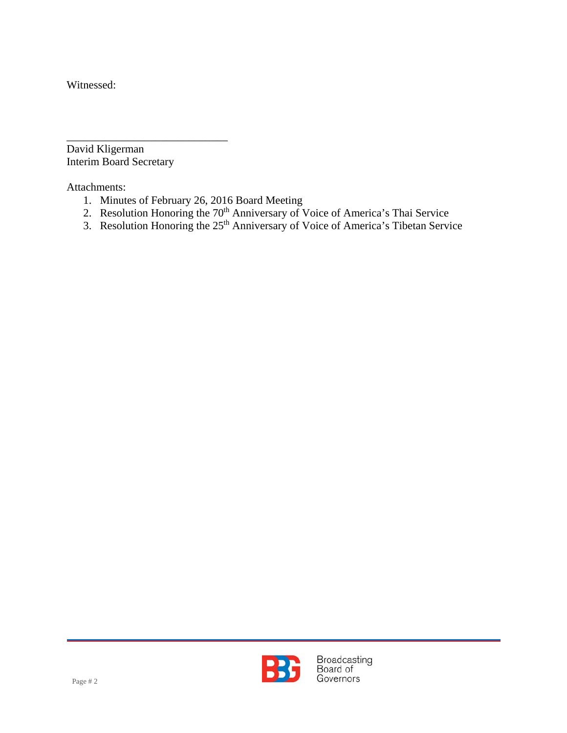Witnessed:

______________________________

David Kligerman
Interim Board Secretary

Attachments:

1. Minutes of February 26, 2016 Board Meeting
2. Resolution Honoring the 70th Anniversary of Voice of America's Thai Service
3. Resolution Honoring the 25th Anniversary of Voice of America's Tibetan Service